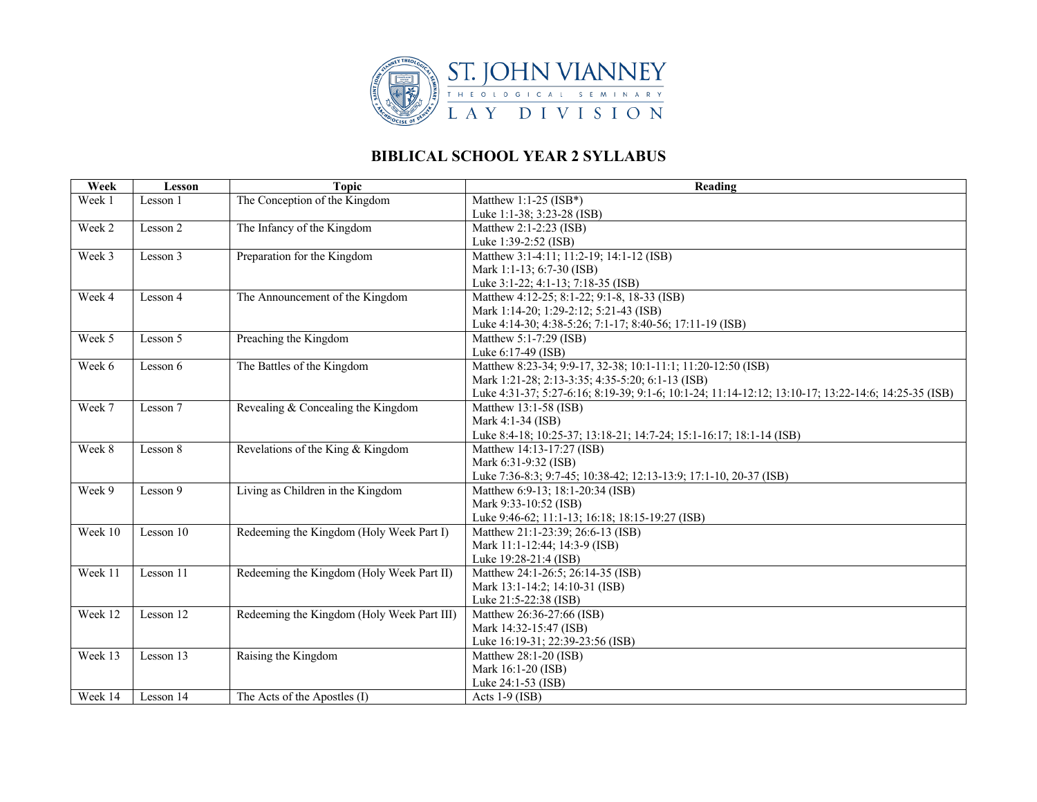ST. JOHN VIANNEY

THEOLOGICAL SEMINARY

LAY DIVISION

# BIBLICAL SCHOOL YEAR 2 SYLLABUS

| Week | Lesson | Topic | Reading |
|---|---|---|---|
| Week 1 | Lesson 1 | The Conception of the Kingdom | Matthew 1:1-25 (ISB*)<br>Luke 1:1-38; 3:23-28 (ISB) |
| Week 2 | Lesson 2 | The Infancy of the Kingdom | Matthew 2:1-2:23 (ISB)<br>Luke 1:39-2:52 (ISB) |
| Week 3 | Lesson 3 | Preparation for the Kingdom | Matthew 3:1-4:11; 11:2-19; 14:1-12 (ISB)<br>Mark 1:1-13; 6:7-30 (ISB)<br>Luke 3:1-22; 4:1-13; 7:18-35 (ISB) |
| Week 4 | Lesson 4 | The Announcement of the Kingdom | Matthew 4:12-25; 8:1-22; 9:1-8, 18-33 (ISB)<br>Mark 1:14-20; 1:29-2:12; 5:21-43 (ISB)<br>Luke 4:14-30; 4:38-5:26; 7:1-17; 8:40-56; 17:11-19 (ISB) |
| Week 5 | Lesson 5 | Preaching the Kingdom | Matthew 5:1-7:29 (ISB)<br>Luke 6:17-49 (ISB) |
| Week 6 | Lesson 6 | The Battles of the Kingdom | Matthew 8:23-34; 9:9-17, 32-38; 10:1-11:1; 11:20-12:50 (ISB)<br>Mark 1:21-28; 2:13-3:35; 4:35-5:20; 6:1-13 (ISB)<br>Luke 4:31-37; 5:27-6:16; 8:19-39; 9:1-6; 10:1-24; 11:14-12:12; 13:10-17; 13:22-14:6; 14:25-35 (ISB) |
| Week 7 | Lesson 7 | Revealing & Concealing the Kingdom | Matthew 13:1-58 (ISB)<br>Mark 4:1-34 (ISB)<br>Luke 8:4-18; 10:25-37; 13:18-21; 14:7-24; 15:1-16:17; 18:1-14 (ISB) |
| Week 8 | Lesson 8 | Revelations of the King & Kingdom | Matthew 14:13-17:27 (ISB)<br>Mark 6:31-9:32 (ISB)<br>Luke 7:36-8:3; 9:7-45; 10:38-42; 12:13-13:9; 17:1-10, 20-37 (ISB) |
| Week 9 | Lesson 9 | Living as Children in the Kingdom | Matthew 6:9-13; 18:1-20:34 (ISB)<br>Mark 9:33-10:52 (ISB)<br>Luke 9:46-62; 11:1-13; 16:18; 18:15-19:27 (ISB) |
| Week 10 | Lesson 10 | Redeeming the Kingdom (Holy Week Part I) | Matthew 21:1-23:39; 26:6-13 (ISB)<br>Mark 11:1-12:44; 14:3-9 (ISB)<br>Luke 19:28-21:4 (ISB) |
| Week 11 | Lesson 11 | Redeeming the Kingdom (Holy Week Part II) | Matthew 24:1-26:5; 26:14-35 (ISB)<br>Mark 13:1-14:2; 14:10-31 (ISB)<br>Luke 21:5-22:38 (ISB) |
| Week 12 | Lesson 12 | Redeeming the Kingdom (Holy Week Part III) | Matthew 26:36-27:66 (ISB)<br>Mark 14:32-15:47 (ISB)<br>Luke 16:19-31; 22:39-23:56 (ISB) |
| Week 13 | Lesson 13 | Raising the Kingdom | Matthew 28:1-20 (ISB)<br>Mark 16:1-20 (ISB)<br>Luke 24:1-53 (ISB) |
| Week 14 | Lesson 14 | The Acts of the Apostles (I) | Acts 1-9 (ISB) |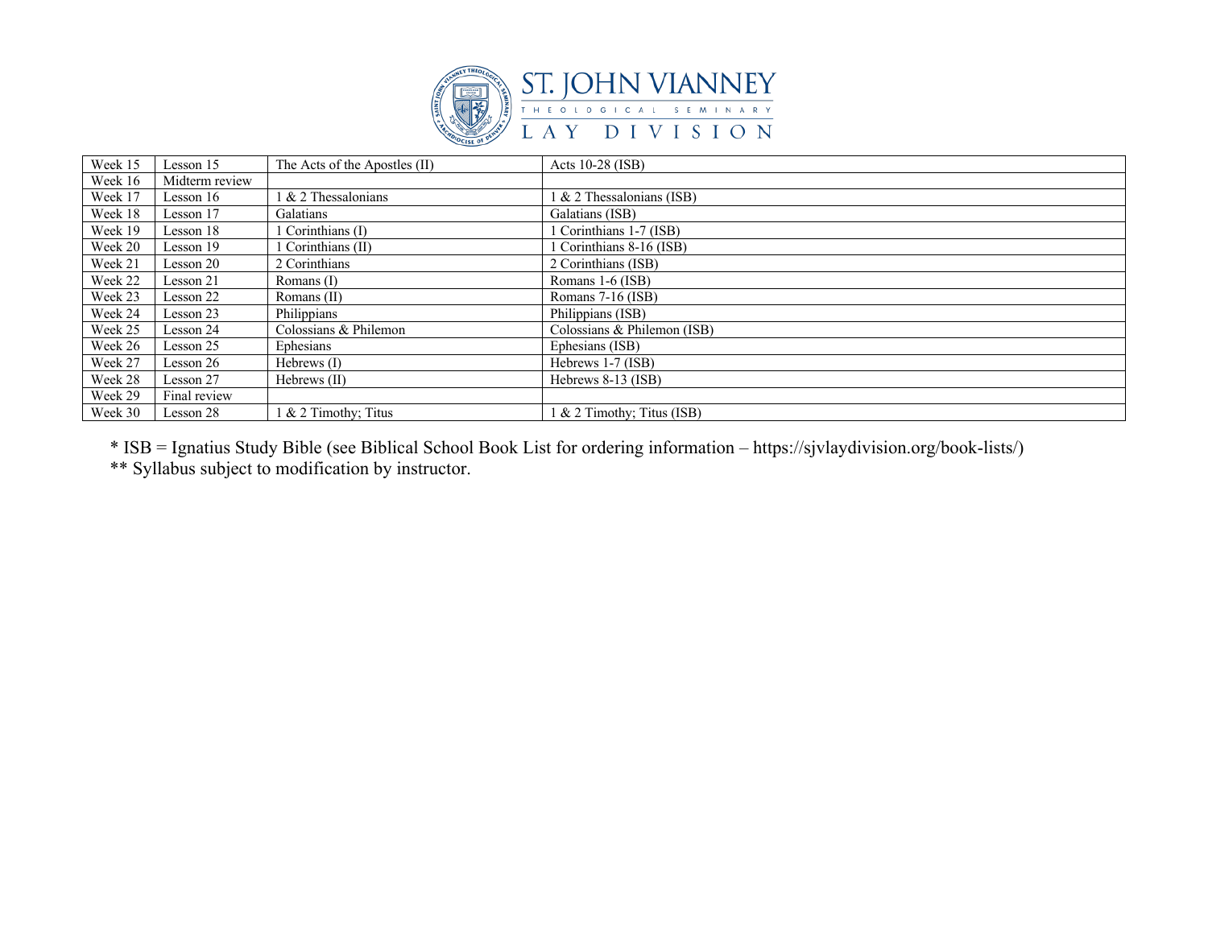| | | | |
|---|---|---|---|
| Week 15 | Lesson 15 | The Acts of the Apostles (II) | Acts 10-28 (ISB) |
| Week 16 | Midterm review | | |
| Week 17 | Lesson 16 | 1 & 2 Thessalonians | 1 & 2 Thessalonians (ISB) |
| Week 18 | Lesson 17 | Galatians | Galatians (ISB) |
| Week 19 | Lesson 18 | 1 Corinthians (I) | 1 Corinthians 1-7 (ISB) |
| Week 20 | Lesson 19 | 1 Corinthians (II) | 1 Corinthians 8-16 (ISB) |
| Week 21 | Lesson 20 | 2 Corinthians | 2 Corinthians (ISB) |
| Week 22 | Lesson 21 | Romans (I) | Romans 1-6 (ISB) |
| Week 23 | Lesson 22 | Romans (II) | Romans 7-16 (ISB) |
| Week 24 | Lesson 23 | Philippians | Philippians (ISB) |
| Week 25 | Lesson 24 | Colossians & Philemon | Colossians & Philemon (ISB) |
| Week 26 | Lesson 25 | Ephesians | Ephesians (ISB) |
| Week 27 | Lesson 26 | Hebrews (I) | Hebrews 1-7 (ISB) |
| Week 28 | Lesson 27 | Hebrews (II) | Hebrews 8-13 (ISB) |
| Week 29 | Final review | | |
| Week 30 | Lesson 28 | 1 & 2 Timothy; Titus | 1 & 2 Timothy; Titus (ISB) |

* ISB = Ignatius Study Bible (see Biblical School Book List for ordering information – https://sjvlaydivision.org/book-lists/)

** Syllabus subject to modification by instructor.